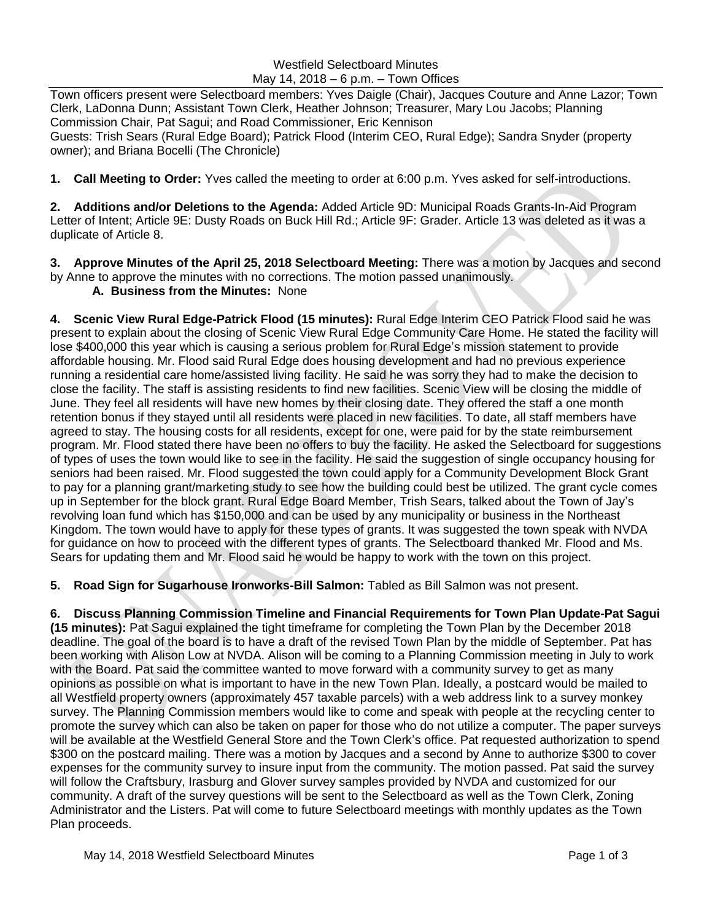Westfield Selectboard Minutes
May 14, 2018 – 6 p.m. – Town Offices

Town officers present were Selectboard members: Yves Daigle (Chair), Jacques Couture and Anne Lazor; Town Clerk, LaDonna Dunn; Assistant Town Clerk, Heather Johnson; Treasurer, Mary Lou Jacobs; Planning Commission Chair, Pat Sagui; and Road Commissioner, Eric Kennison
Guests: Trish Sears (Rural Edge Board); Patrick Flood (Interim CEO, Rural Edge); Sandra Snyder (property owner); and Briana Bocelli (The Chronicle)

**1. Call Meeting to Order:** Yves called the meeting to order at 6:00 p.m. Yves asked for self-introductions.

**2. Additions and/or Deletions to the Agenda:** Added Article 9D: Municipal Roads Grants-In-Aid Program Letter of Intent; Article 9E: Dusty Roads on Buck Hill Rd.; Article 9F: Grader. Article 13 was deleted as it was a duplicate of Article 8.

**3. Approve Minutes of the April 25, 2018 Selectboard Meeting:** There was a motion by Jacques and second by Anne to approve the minutes with no corrections. The motion passed unanimously.

**A. Business from the Minutes:** None

**4. Scenic View Rural Edge-Patrick Flood (15 minutes):** Rural Edge Interim CEO Patrick Flood said he was present to explain about the closing of Scenic View Rural Edge Community Care Home. He stated the facility will lose $400,000 this year which is causing a serious problem for Rural Edge's mission statement to provide affordable housing. Mr. Flood said Rural Edge does housing development and had no previous experience running a residential care home/assisted living facility. He said he was sorry they had to make the decision to close the facility. The staff is assisting residents to find new facilities. Scenic View will be closing the middle of June. They feel all residents will have new homes by their closing date. They offered the staff a one month retention bonus if they stayed until all residents were placed in new facilities. To date, all staff members have agreed to stay. The housing costs for all residents, except for one, were paid for by the state reimbursement program. Mr. Flood stated there have been no offers to buy the facility. He asked the Selectboard for suggestions of types of uses the town would like to see in the facility. He said the suggestion of single occupancy housing for seniors had been raised. Mr. Flood suggested the town could apply for a Community Development Block Grant to pay for a planning grant/marketing study to see how the building could best be utilized. The grant cycle comes up in September for the block grant. Rural Edge Board Member, Trish Sears, talked about the Town of Jay's revolving loan fund which has $150,000 and can be used by any municipality or business in the Northeast Kingdom. The town would have to apply for these types of grants. It was suggested the town speak with NVDA for guidance on how to proceed with the different types of grants. The Selectboard thanked Mr. Flood and Ms. Sears for updating them and Mr. Flood said he would be happy to work with the town on this project.

**5. Road Sign for Sugarhouse Ironworks-Bill Salmon:** Tabled as Bill Salmon was not present.

**6. Discuss Planning Commission Timeline and Financial Requirements for Town Plan Update-Pat Sagui (15 minutes):** Pat Sagui explained the tight timeframe for completing the Town Plan by the December 2018 deadline. The goal of the board is to have a draft of the revised Town Plan by the middle of September. Pat has been working with Alison Low at NVDA. Alison will be coming to a Planning Commission meeting in July to work with the Board. Pat said the committee wanted to move forward with a community survey to get as many opinions as possible on what is important to have in the new Town Plan. Ideally, a postcard would be mailed to all Westfield property owners (approximately 457 taxable parcels) with a web address link to a survey monkey survey. The Planning Commission members would like to come and speak with people at the recycling center to promote the survey which can also be taken on paper for those who do not utilize a computer. The paper surveys will be available at the Westfield General Store and the Town Clerk's office. Pat requested authorization to spend $300 on the postcard mailing. There was a motion by Jacques and a second by Anne to authorize $300 to cover expenses for the community survey to insure input from the community. The motion passed. Pat said the survey will follow the Craftsbury, Irasburg and Glover survey samples provided by NVDA and customized for our community. A draft of the survey questions will be sent to the Selectboard as well as the Town Clerk, Zoning Administrator and the Listers. Pat will come to future Selectboard meetings with monthly updates as the Town Plan proceeds.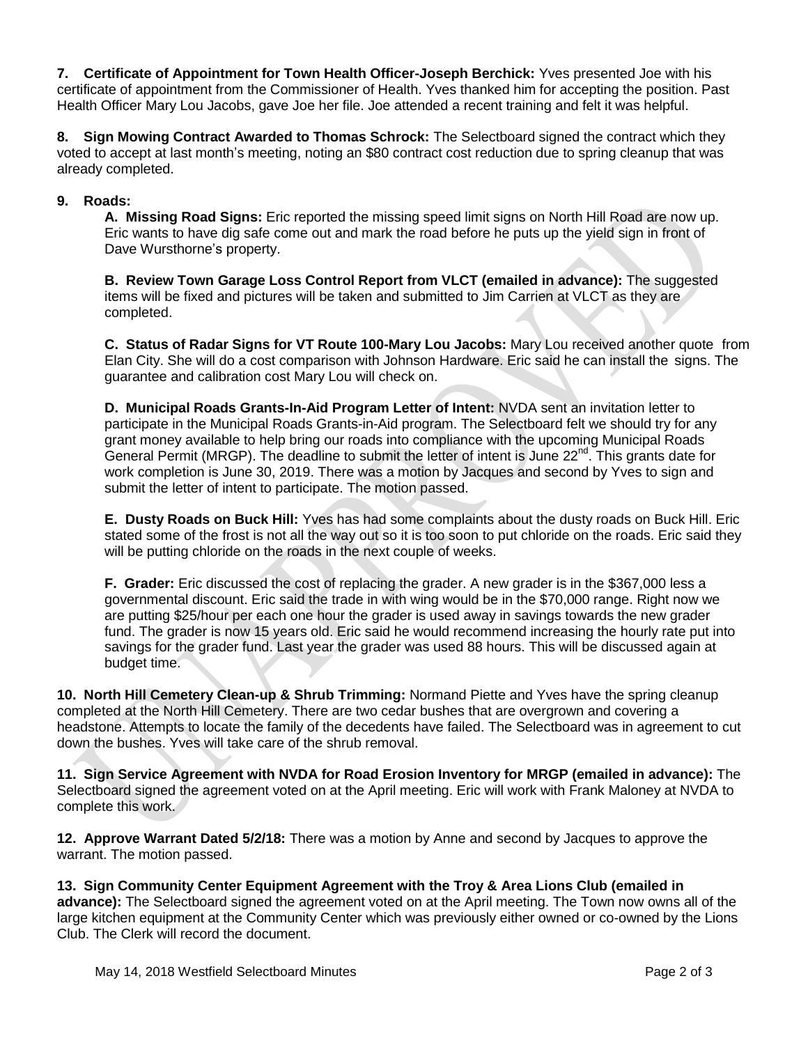**7. Certificate of Appointment for Town Health Officer-Joseph Berchick:** Yves presented Joe with his certificate of appointment from the Commissioner of Health. Yves thanked him for accepting the position. Past Health Officer Mary Lou Jacobs, gave Joe her file. Joe attended a recent training and felt it was helpful.

**8. Sign Mowing Contract Awarded to Thomas Schrock:** The Selectboard signed the contract which they voted to accept at last month's meeting, noting an $80 contract cost reduction due to spring cleanup that was already completed.

**9. Roads:**

**A. Missing Road Signs:** Eric reported the missing speed limit signs on North Hill Road are now up. Eric wants to have dig safe come out and mark the road before he puts up the yield sign in front of Dave Wursthorne's property.

**B. Review Town Garage Loss Control Report from VLCT (emailed in advance):** The suggested items will be fixed and pictures will be taken and submitted to Jim Carrien at VLCT as they are completed.

**C. Status of Radar Signs for VT Route 100-Mary Lou Jacobs:** Mary Lou received another quote from Elan City. She will do a cost comparison with Johnson Hardware. Eric said he can install the signs. The guarantee and calibration cost Mary Lou will check on.

**D. Municipal Roads Grants-In-Aid Program Letter of Intent:** NVDA sent an invitation letter to participate in the Municipal Roads Grants-in-Aid program. The Selectboard felt we should try for any grant money available to help bring our roads into compliance with the upcoming Municipal Roads General Permit (MRGP). The deadline to submit the letter of intent is June 22nd. This grants date for work completion is June 30, 2019. There was a motion by Jacques and second by Yves to sign and submit the letter of intent to participate. The motion passed.

**E. Dusty Roads on Buck Hill:** Yves has had some complaints about the dusty roads on Buck Hill. Eric stated some of the frost is not all the way out so it is too soon to put chloride on the roads. Eric said they will be putting chloride on the roads in the next couple of weeks.

**F. Grader:** Eric discussed the cost of replacing the grader. A new grader is in the $367,000 less a governmental discount. Eric said the trade in with wing would be in the $70,000 range. Right now we are putting $25/hour per each one hour the grader is used away in savings towards the new grader fund. The grader is now 15 years old. Eric said he would recommend increasing the hourly rate put into savings for the grader fund. Last year the grader was used 88 hours. This will be discussed again at budget time.

**10. North Hill Cemetery Clean-up & Shrub Trimming:** Normand Piette and Yves have the spring cleanup completed at the North Hill Cemetery. There are two cedar bushes that are overgrown and covering a headstone. Attempts to locate the family of the decedents have failed. The Selectboard was in agreement to cut down the bushes. Yves will take care of the shrub removal.

**11. Sign Service Agreement with NVDA for Road Erosion Inventory for MRGP (emailed in advance):** The Selectboard signed the agreement voted on at the April meeting. Eric will work with Frank Maloney at NVDA to complete this work.

**12. Approve Warrant Dated 5/2/18:** There was a motion by Anne and second by Jacques to approve the warrant. The motion passed.

**13. Sign Community Center Equipment Agreement with the Troy & Area Lions Club (emailed in advance):** The Selectboard signed the agreement voted on at the April meeting. The Town now owns all of the large kitchen equipment at the Community Center which was previously either owned or co-owned by the Lions Club. The Clerk will record the document.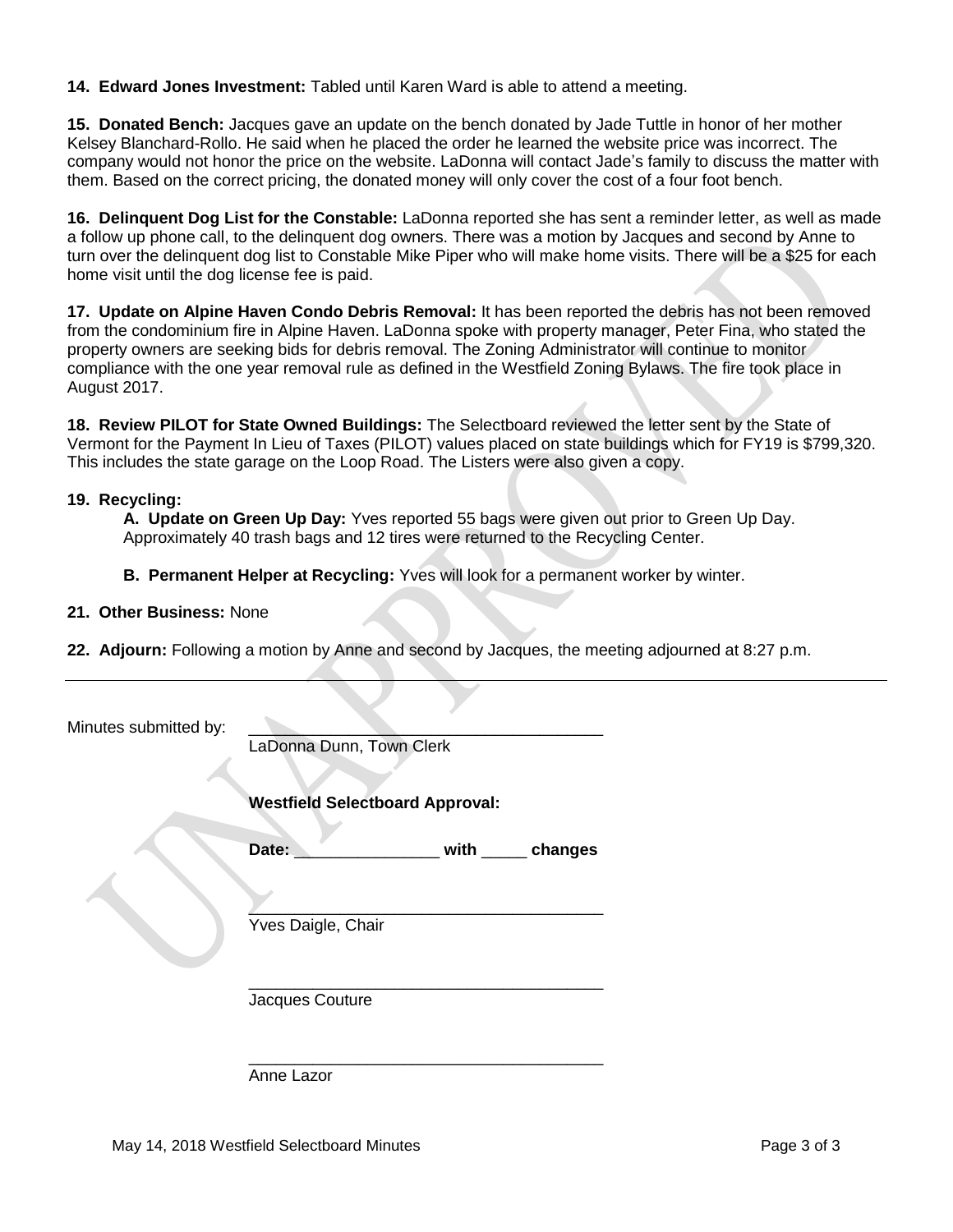**14. Edward Jones Investment:** Tabled until Karen Ward is able to attend a meeting.

**15. Donated Bench:** Jacques gave an update on the bench donated by Jade Tuttle in honor of her mother Kelsey Blanchard-Rollo. He said when he placed the order he learned the website price was incorrect. The company would not honor the price on the website. LaDonna will contact Jade's family to discuss the matter with them. Based on the correct pricing, the donated money will only cover the cost of a four foot bench.

**16. Delinquent Dog List for the Constable:** LaDonna reported she has sent a reminder letter, as well as made a follow up phone call, to the delinquent dog owners. There was a motion by Jacques and second by Anne to turn over the delinquent dog list to Constable Mike Piper who will make home visits. There will be a $25 for each home visit until the dog license fee is paid.

**17. Update on Alpine Haven Condo Debris Removal:** It has been reported the debris has not been removed from the condominium fire in Alpine Haven. LaDonna spoke with property manager, Peter Fina, who stated the property owners are seeking bids for debris removal. The Zoning Administrator will continue to monitor compliance with the one year removal rule as defined in the Westfield Zoning Bylaws. The fire took place in August 2017.

**18. Review PILOT for State Owned Buildings:** The Selectboard reviewed the letter sent by the State of Vermont for the Payment In Lieu of Taxes (PILOT) values placed on state buildings which for FY19 is $799,320. This includes the state garage on the Loop Road. The Listers were also given a copy.

**19. Recycling:**

**A. Update on Green Up Day:** Yves reported 55 bags were given out prior to Green Up Day. Approximately 40 trash bags and 12 tires were returned to the Recycling Center.

**B. Permanent Helper at Recycling:** Yves will look for a permanent worker by winter.

**21. Other Business:** None

**22. Adjourn:** Following a motion by Anne and second by Jacques, the meeting adjourned at 8:27 p.m.

---

Minutes submitted by: ________________________________________
LaDonna Dunn, Town Clerk

**Westfield Selectboard Approval:**

**Date:** ________________ **with** _____ **changes**

________________________________________
Yves Daigle, Chair

________________________________________
Jacques Couture

________________________________________
Anne Lazor

May 14, 2018 Westfield Selectboard Minutes